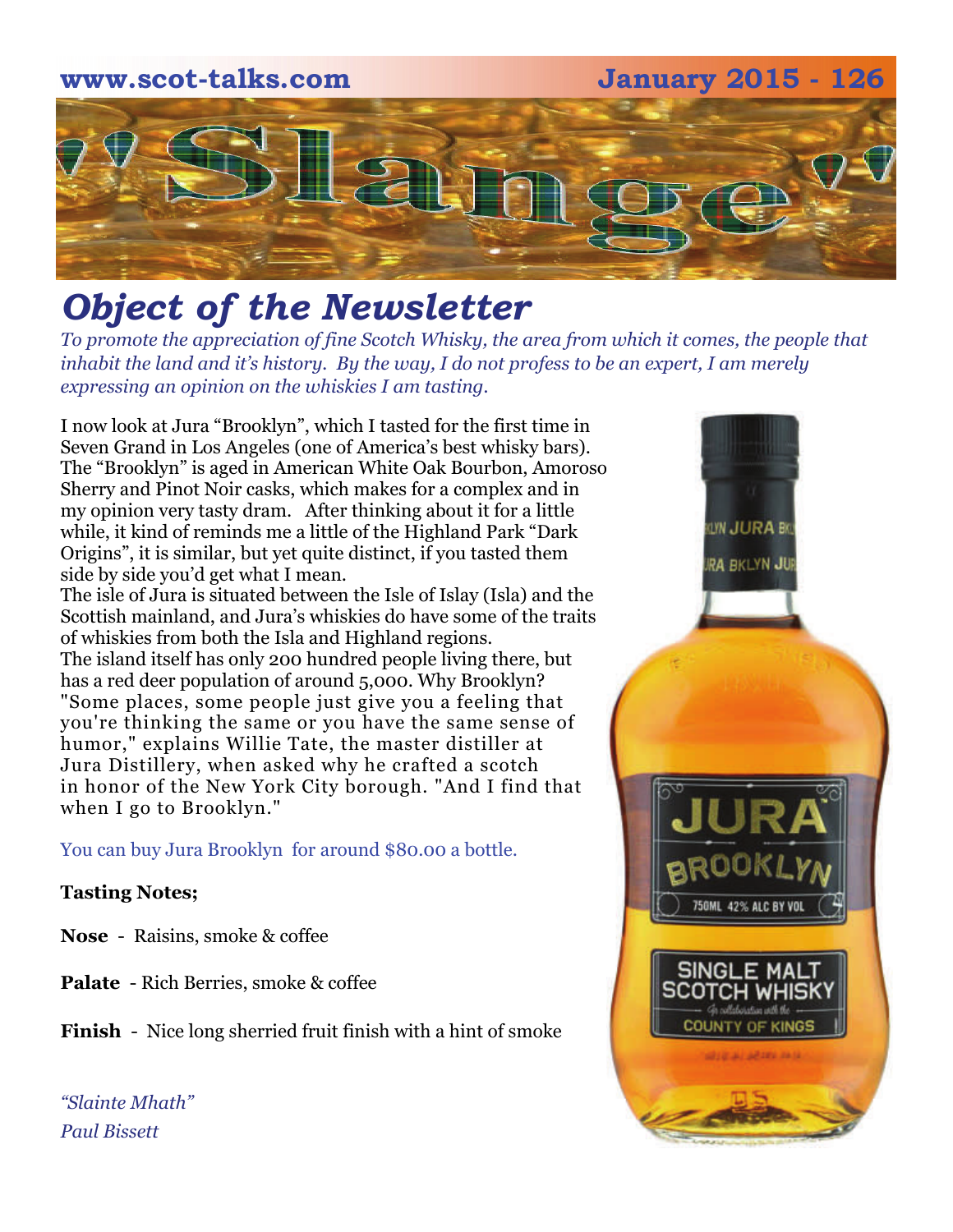www.scot-talks.com January 2015 - 126

# "Slange"

## *Object of the Newsletter*

*To promote the appreciation of fine Scotch Whisky, the area from which it comes, the people that inhabit the land and it's history. By the way, I do not profess to be an expert, I am merely expressing an opinion on the whiskies I am tasting.*

I now look at Jura "Brooklyn", which I tasted for the first time in Seven Grand in Los Angeles (one of America's best whisky bars). The "Brooklyn" is aged in American White Oak Bourbon, Amoroso Sherry and Pinot Noir casks, which makes for a complex and in my opinion very tasty dram. After thinking about it for a little while, it kind of reminds me a little of the Highland Park "Dark Origins", it is similar, but yet quite distinct, if you tasted them side by side you'd get what I mean.
The isle of Jura is situated between the Isle of Islay (Isla) and the Scottish mainland, and Jura's whiskies do have some of the traits of whiskies from both the Isla and Highland regions.
The island itself has only 200 hundred people living there, but has a red deer population of around 5,000. Why Brooklyn? "Some places, some people just give you a feeling that you're thinking the same or you have the same sense of humor," explains Willie Tate, the master distiller at Jura Distillery, when asked why he crafted a scotch in honor of the New York City borough. "And I find that when I go to Brooklyn."

You can buy Jura Brooklyn for around $80.00 a bottle.

**Tasting Notes;**

**Nose** - Raisins, smoke & coffee

**Palate** - Rich Berries, smoke & coffee

**Finish** - Nice long sherried fruit finish with a hint of smoke

*"Slainte Mhath"*
*Paul Bissett*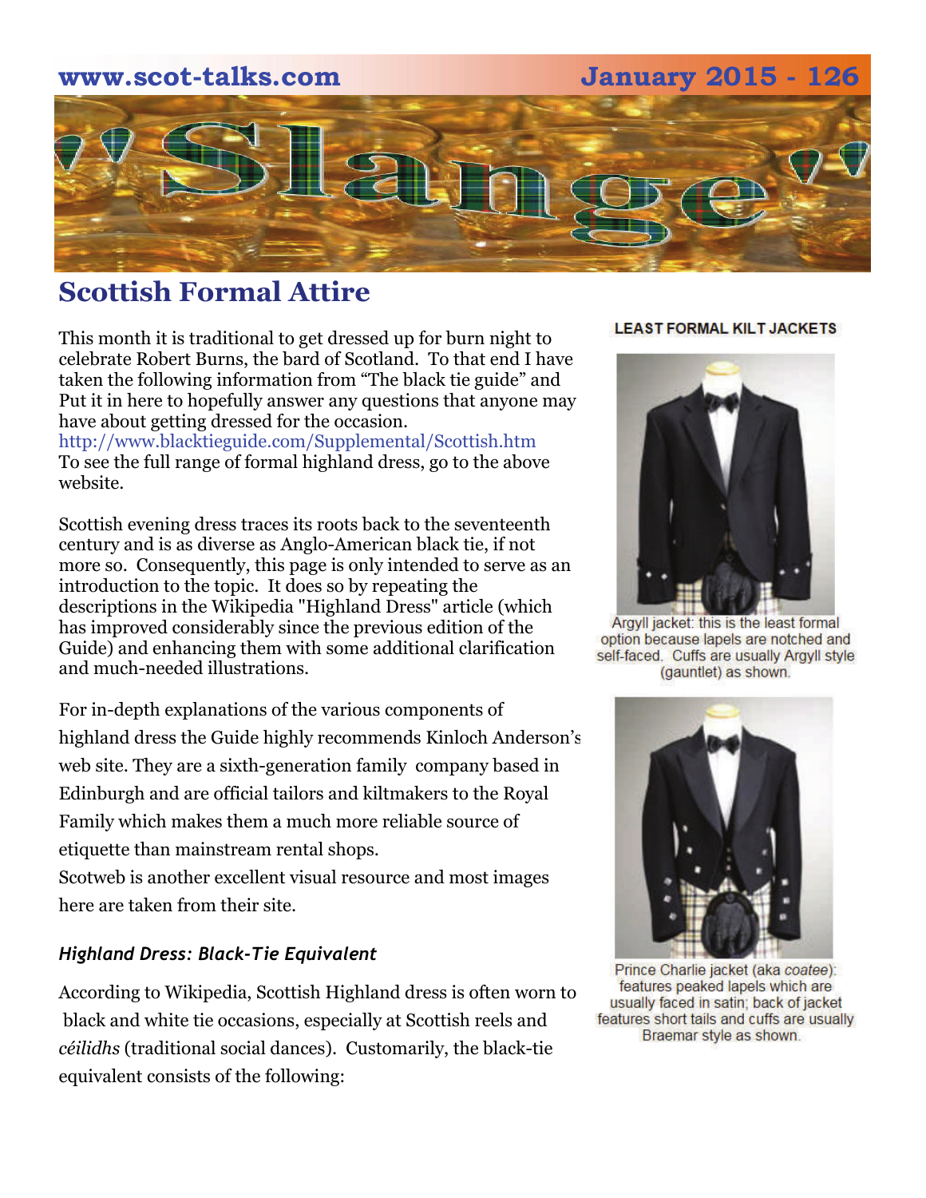# "Slange"

## Scottish Formal Attire

This month it is traditional to get dressed up for burn night to celebrate Robert Burns, the bard of Scotland. To that end I have taken the following information from "The black tie guide" and Put it in here to hopefully answer any questions that anyone may have about getting dressed for the occasion.
http://www.blacktieguide.com/Supplemental/Scottish.htm
To see the full range of formal highland dress, go to the above website.

Scottish evening dress traces its roots back to the seventeenth century and is as diverse as Anglo-American black tie, if not more so. Consequently, this page is only intended to serve as an introduction to the topic. It does so by repeating the descriptions in the Wikipedia "Highland Dress" article (which has improved considerably since the previous edition of the Guide) and enhancing them with some additional clarification and much-needed illustrations.

For in-depth explanations of the various components of highland dress the Guide highly recommends Kinloch Anderson's web site. They are a sixth-generation family company based in Edinburgh and are official tailors and kiltmakers to the Royal Family which makes them a much more reliable source of etiquette than mainstream rental shops.
Scotweb is another excellent visual resource and most images here are taken from their site.

### *Highland Dress: Black-Tie Equivalent*

According to Wikipedia, Scottish Highland dress is often worn to black and white tie occasions, especially at Scottish reels and *céilidhs* (traditional social dances). Customarily, the black-tie equivalent consists of the following:

**LEAST FORMAL KILT JACKETS**

Argyll jacket: this is the least formal option because lapels are notched and self-faced. Cuffs are usually Argyll style (gauntlet) as shown.

Prince Charlie jacket (aka *coatee*): features peaked lapels which are usually faced in satin; back of jacket features short tails and cuffs are usually Braemar style as shown.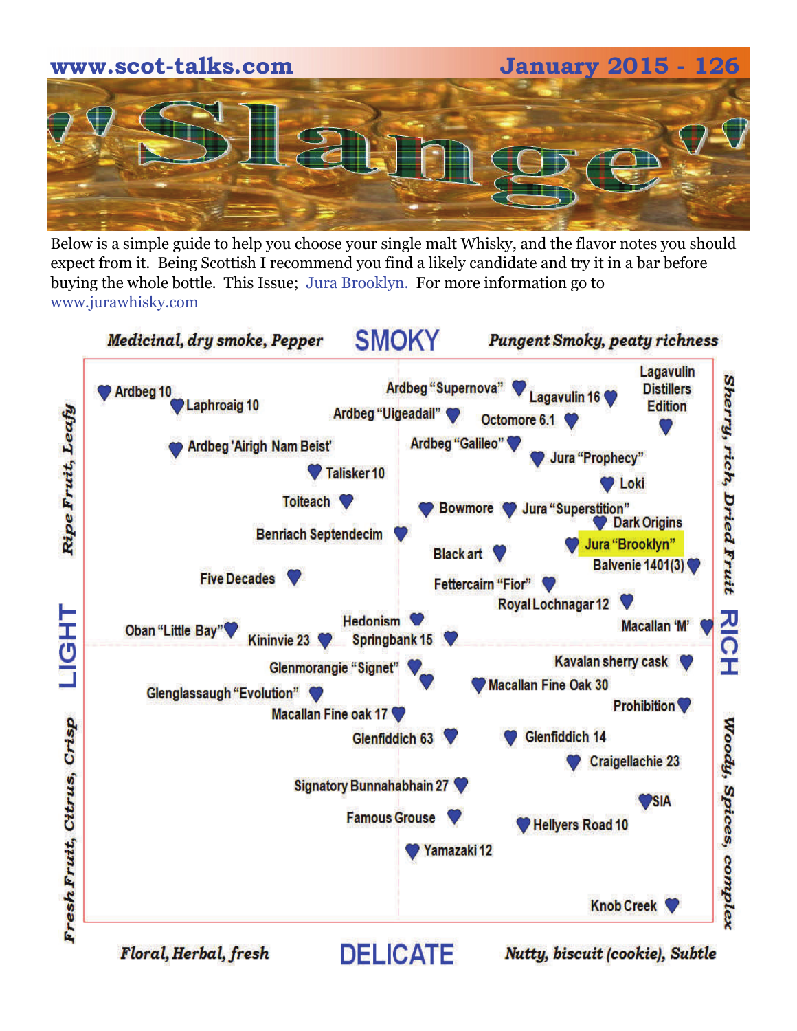# 'Slange'

Below is a simple guide to help you choose your single malt Whisky, and the flavor notes you should expect from it. Being Scottish I recommend you find a likely candidate and try it in a bar before buying the whole bottle. This Issue; Jura Brooklyn. For more information go to www.jurawhisky.com

*Medicinal, dry smoke, Pepper* — **SMOKY** — *Pungent Smoky, peaty richness*

*Ripe Fruit, Leafy* — **LIGHT** — *Fresh Fruit, Citrus, Crisp*

*Sherry, rich, Dried Fruit* — **RICH** — *Woody, Spices, complex*

*Floral, Herbal, fresh* — **DELICATE** — *Nutty, biscuit (cookie), Subtle*

- Ardbeg 10
- Laphroaig 10
- Ardbeg "Supernova"
- Lagavulin 16
- Lagavulin Distillers Edition
- Ardbeg "Uigeadail"
- Octomore 6.1
- Ardbeg 'Airigh Nam Beist'
- Ardbeg "Galileo"
- Jura "Prophecy"
- Talisker 10
- Loki
- Toiteach
- Bowmore
- Jura "Superstition"
- Dark Origins
- Benriach Septendecim
- Black art
- Jura "Brooklyn"
- Balvenie 1401(3)
- Five Decades
- Fettercairn "Fior"
- Royal Lochnagar 12
- Hedonism
- Oban "Little Bay"
- Kininvie 23
- Springbank 15
- Macallan 'M'
- Kavalan sherry cask
- Glenmorangie "Signet"
- Macallan Fine Oak 30
- Glenglassaugh "Evolution"
- Prohibition
- Macallan Fine oak 17
- Glenfiddich 63
- Glenfiddich 14
- Craigellachie 23
- Signatory Bunnahabhain 27
- SIA
- Famous Grouse
- Hellyers Road 10
- Yamazaki 12
- Knob Creek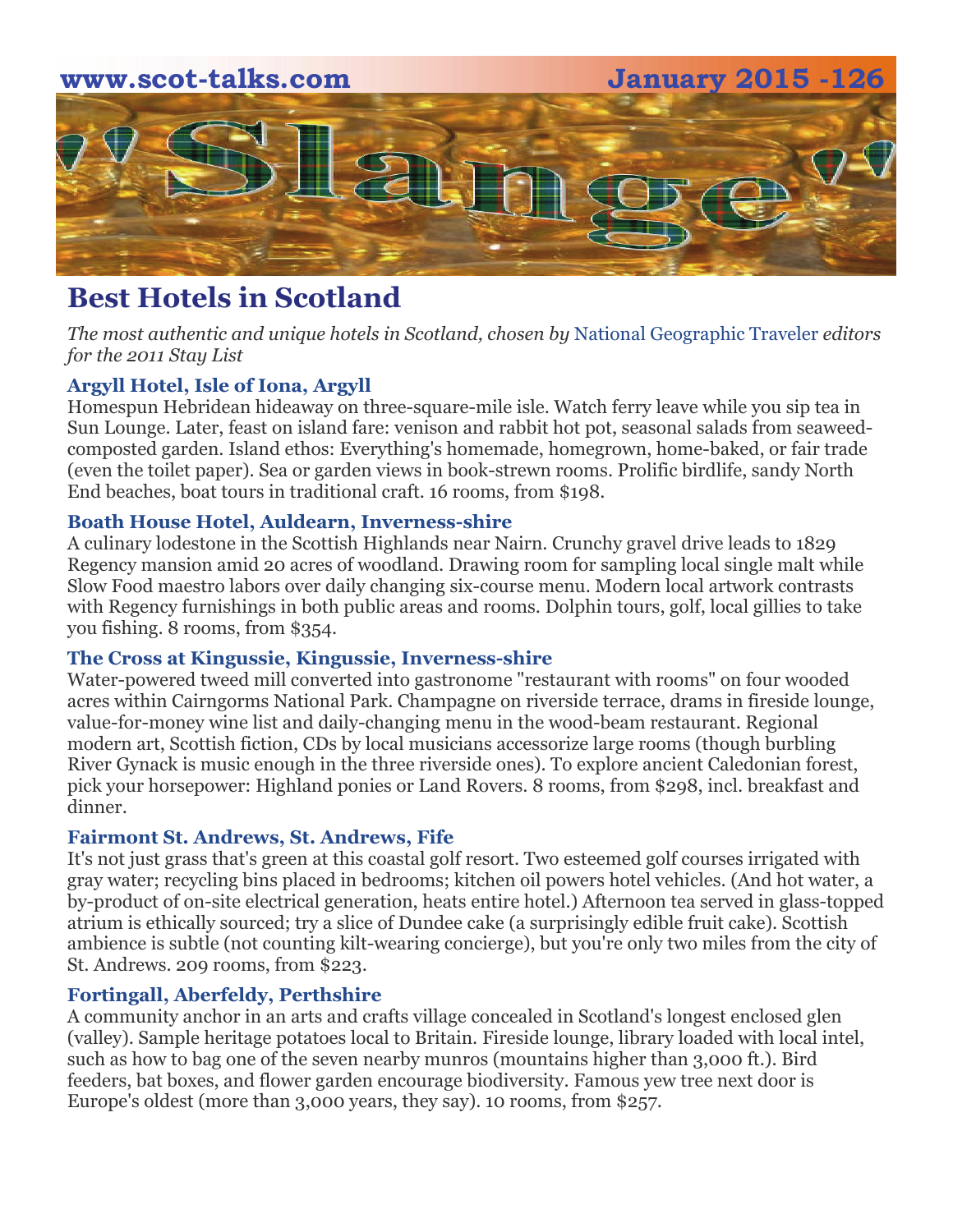# Best Hotels in Scotland

*The most authentic and unique hotels in Scotland, chosen by National Geographic Traveler editors for the 2011 Stay List*

### Argyll Hotel, Isle of Iona, Argyll

Homespun Hebridean hideaway on three-square-mile isle. Watch ferry leave while you sip tea in Sun Lounge. Later, feast on island fare: venison and rabbit hot pot, seasonal salads from seaweed-composted garden. Island ethos: Everything's homemade, homegrown, home-baked, or fair trade (even the toilet paper). Sea or garden views in book-strewn rooms. Prolific birdlife, sandy North End beaches, boat tours in traditional craft. 16 rooms, from $198.

### Boath House Hotel, Auldearn, Inverness-shire

A culinary lodestone in the Scottish Highlands near Nairn. Crunchy gravel drive leads to 1829 Regency mansion amid 20 acres of woodland. Drawing room for sampling local single malt while Slow Food maestro labors over daily changing six-course menu. Modern local artwork contrasts with Regency furnishings in both public areas and rooms. Dolphin tours, golf, local gillies to take you fishing. 8 rooms, from $354.

### The Cross at Kingussie, Kingussie, Inverness-shire

Water-powered tweed mill converted into gastronome "restaurant with rooms" on four wooded acres within Cairngorms National Park. Champagne on riverside terrace, drams in fireside lounge, value-for-money wine list and daily-changing menu in the wood-beam restaurant. Regional modern art, Scottish fiction, CDs by local musicians accessorize large rooms (though burbling River Gynack is music enough in the three riverside ones). To explore ancient Caledonian forest, pick your horsepower: Highland ponies or Land Rovers. 8 rooms, from $298, incl. breakfast and dinner.

### Fairmont St. Andrews, St. Andrews, Fife

It's not just grass that's green at this coastal golf resort. Two esteemed golf courses irrigated with gray water; recycling bins placed in bedrooms; kitchen oil powers hotel vehicles. (And hot water, a by-product of on-site electrical generation, heats entire hotel.) Afternoon tea served in glass-topped atrium is ethically sourced; try a slice of Dundee cake (a surprisingly edible fruit cake). Scottish ambience is subtle (not counting kilt-wearing concierge), but you're only two miles from the city of St. Andrews. 209 rooms, from $223.

### Fortingall, Aberfeldy, Perthshire

A community anchor in an arts and crafts village concealed in Scotland's longest enclosed glen (valley). Sample heritage potatoes local to Britain. Fireside lounge, library loaded with local intel, such as how to bag one of the seven nearby munros (mountains higher than 3,000 ft.). Bird feeders, bat boxes, and flower garden encourage biodiversity. Famous yew tree next door is Europe's oldest (more than 3,000 years, they say). 10 rooms, from $257.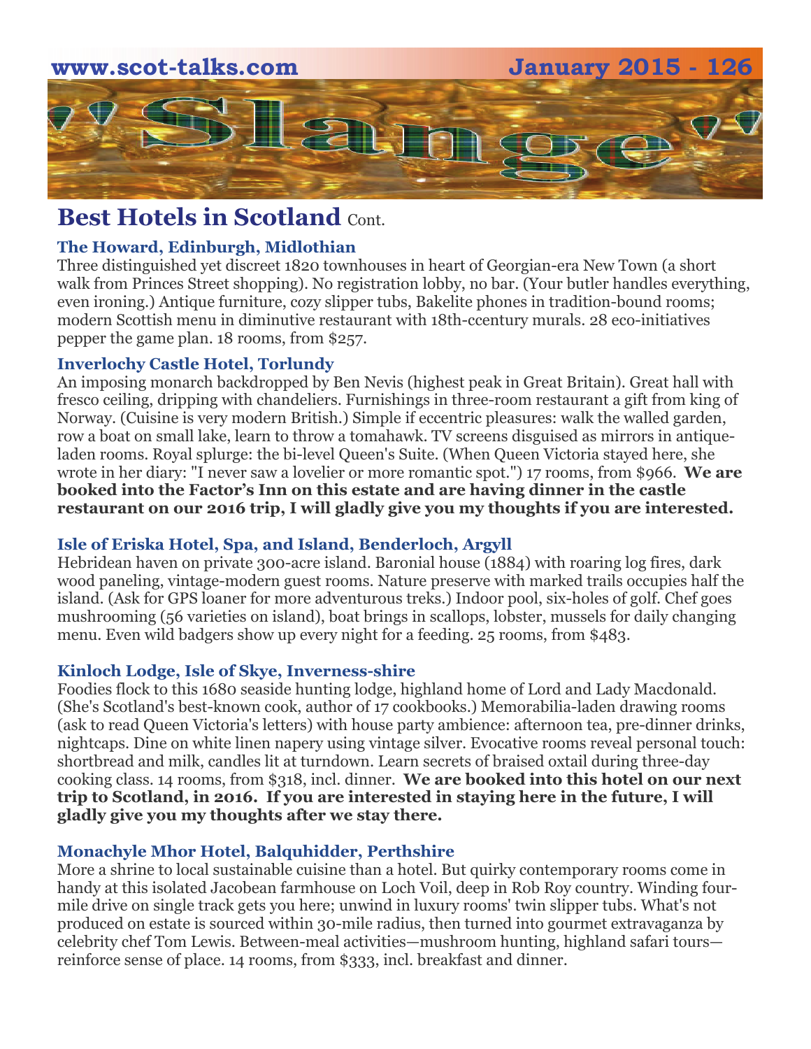## Best Hotels in Scotland Cont.

### The Howard, Edinburgh, Midlothian

Three distinguished yet discreet 1820 townhouses in heart of Georgian-era New Town (a short walk from Princes Street shopping). No registration lobby, no bar. (Your butler handles everything, even ironing.) Antique furniture, cozy slipper tubs, Bakelite phones in tradition-bound rooms; modern Scottish menu in diminutive restaurant with 18th-ccentury murals. 28 eco-initiatives pepper the game plan. 18 rooms, from $257.

### Inverlochy Castle Hotel, Torlundy

An imposing monarch backdropped by Ben Nevis (highest peak in Great Britain). Great hall with fresco ceiling, dripping with chandeliers. Furnishings in three-room restaurant a gift from king of Norway. (Cuisine is very modern British.) Simple if eccentric pleasures: walk the walled garden, row a boat on small lake, learn to throw a tomahawk. TV screens disguised as mirrors in antique-laden rooms. Royal splurge: the bi-level Queen's Suite. (When Queen Victoria stayed here, she wrote in her diary: "I never saw a lovelier or more romantic spot.") 17 rooms, from $966. **We are booked into the Factor's Inn on this estate and are having dinner in the castle restaurant on our 2016 trip, I will gladly give you my thoughts if you are interested.**

### Isle of Eriska Hotel, Spa, and Island, Benderloch, Argyll

Hebridean haven on private 300-acre island. Baronial house (1884) with roaring log fires, dark wood paneling, vintage-modern guest rooms. Nature preserve with marked trails occupies half the island. (Ask for GPS loaner for more adventurous treks.) Indoor pool, six-holes of golf. Chef goes mushrooming (56 varieties on island), boat brings in scallops, lobster, mussels for daily changing menu. Even wild badgers show up every night for a feeding. 25 rooms, from $483.

### Kinloch Lodge, Isle of Skye, Inverness-shire

Foodies flock to this 1680 seaside hunting lodge, highland home of Lord and Lady Macdonald. (She's Scotland's best-known cook, author of 17 cookbooks.) Memorabilia-laden drawing rooms (ask to read Queen Victoria's letters) with house party ambience: afternoon tea, pre-dinner drinks, nightcaps. Dine on white linen napery using vintage silver. Evocative rooms reveal personal touch: shortbread and milk, candles lit at turndown. Learn secrets of braised oxtail during three-day cooking class. 14 rooms, from $318, incl. dinner. **We are booked into this hotel on our next trip to Scotland, in 2016. If you are interested in staying here in the future, I will gladly give you my thoughts after we stay there.**

### Monachyle Mhor Hotel, Balquhidder, Perthshire

More a shrine to local sustainable cuisine than a hotel. But quirky contemporary rooms come in handy at this isolated Jacobean farmhouse on Loch Voil, deep in Rob Roy country. Winding four-mile drive on single track gets you here; unwind in luxury rooms' twin slipper tubs. What's not produced on estate is sourced within 30-mile radius, then turned into gourmet extravaganza by celebrity chef Tom Lewis. Between-meal activities—mushroom hunting, highland safari tours—reinforce sense of place. 14 rooms, from $333, incl. breakfast and dinner.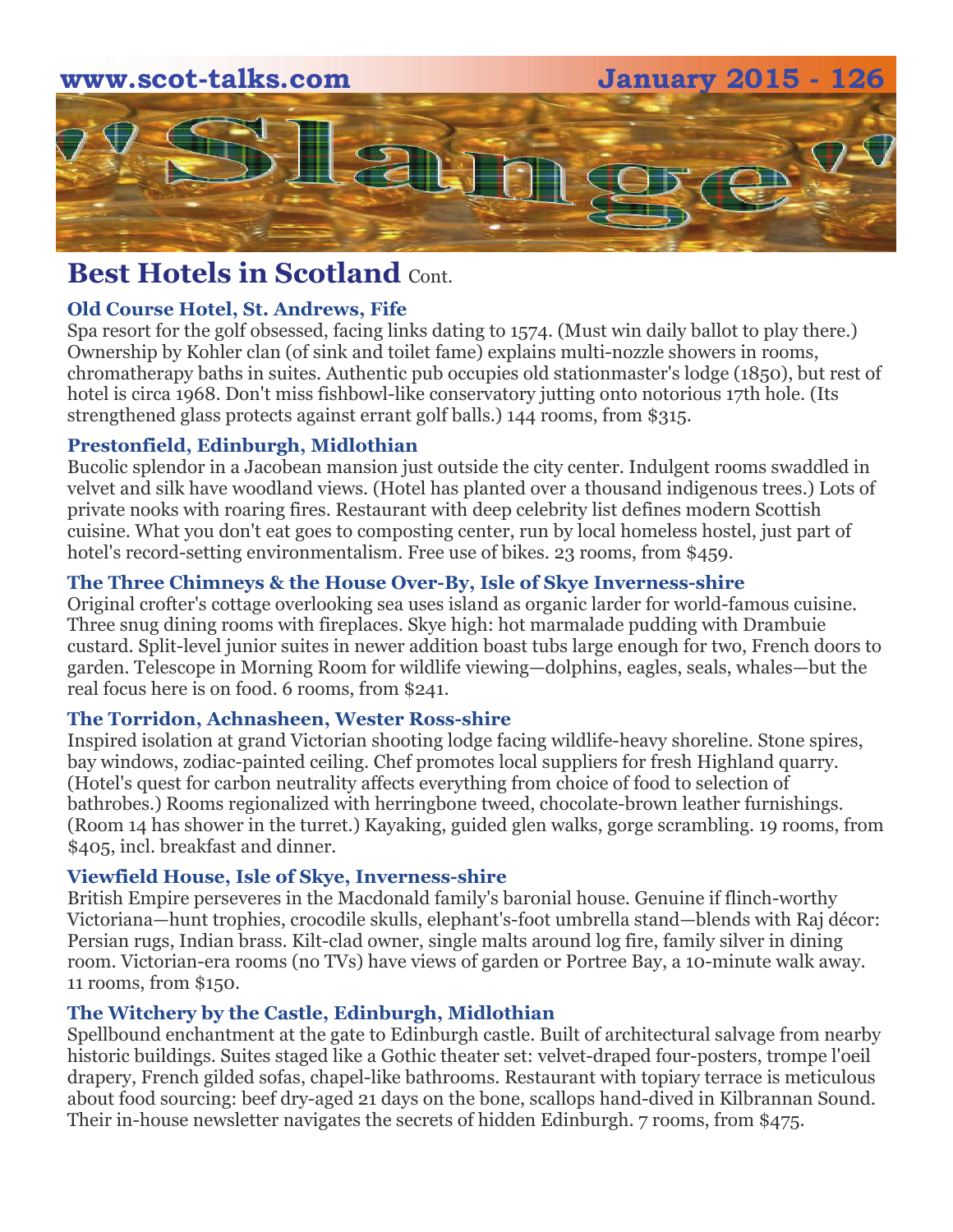## Best Hotels in Scotland Cont.

### Old Course Hotel, St. Andrews, Fife

Spa resort for the golf obsessed, facing links dating to 1574. (Must win daily ballot to play there.) Ownership by Kohler clan (of sink and toilet fame) explains multi-nozzle showers in rooms, chromatherapy baths in suites. Authentic pub occupies old stationmaster's lodge (1850), but rest of hotel is circa 1968. Don't miss fishbowl-like conservatory jutting onto notorious 17th hole. (Its strengthened glass protects against errant golf balls.) 144 rooms, from $315.

### Prestonfield, Edinburgh, Midlothian

Bucolic splendor in a Jacobean mansion just outside the city center. Indulgent rooms swaddled in velvet and silk have woodland views. (Hotel has planted over a thousand indigenous trees.) Lots of private nooks with roaring fires. Restaurant with deep celebrity list defines modern Scottish cuisine. What you don't eat goes to composting center, run by local homeless hostel, just part of hotel's record-setting environmentalism. Free use of bikes. 23 rooms, from $459.

### The Three Chimneys & the House Over-By, Isle of Skye Inverness-shire

Original crofter's cottage overlooking sea uses island as organic larder for world-famous cuisine. Three snug dining rooms with fireplaces. Skye high: hot marmalade pudding with Drambuie custard. Split-level junior suites in newer addition boast tubs large enough for two, French doors to garden. Telescope in Morning Room for wildlife viewing—dolphins, eagles, seals, whales—but the real focus here is on food. 6 rooms, from $241.

### The Torridon, Achnasheen, Wester Ross-shire

Inspired isolation at grand Victorian shooting lodge facing wildlife-heavy shoreline. Stone spires, bay windows, zodiac-painted ceiling. Chef promotes local suppliers for fresh Highland quarry. (Hotel's quest for carbon neutrality affects everything from choice of food to selection of bathrobes.) Rooms regionalized with herringbone tweed, chocolate-brown leather furnishings. (Room 14 has shower in the turret.) Kayaking, guided glen walks, gorge scrambling. 19 rooms, from $405, incl. breakfast and dinner.

### Viewfield House, Isle of Skye, Inverness-shire

British Empire perseveres in the Macdonald family's baronial house. Genuine if flinch-worthy Victoriana—hunt trophies, crocodile skulls, elephant's-foot umbrella stand—blends with Raj décor: Persian rugs, Indian brass. Kilt-clad owner, single malts around log fire, family silver in dining room. Victorian-era rooms (no TVs) have views of garden or Portree Bay, a 10-minute walk away. 11 rooms, from $150.

### The Witchery by the Castle, Edinburgh, Midlothian

Spellbound enchantment at the gate to Edinburgh castle. Built of architectural salvage from nearby historic buildings. Suites staged like a Gothic theater set: velvet-draped four-posters, trompe l'oeil drapery, French gilded sofas, chapel-like bathrooms. Restaurant with topiary terrace is meticulous about food sourcing: beef dry-aged 21 days on the bone, scallops hand-dived in Kilbrannan Sound. Their in-house newsletter navigates the secrets of hidden Edinburgh. 7 rooms, from $475.